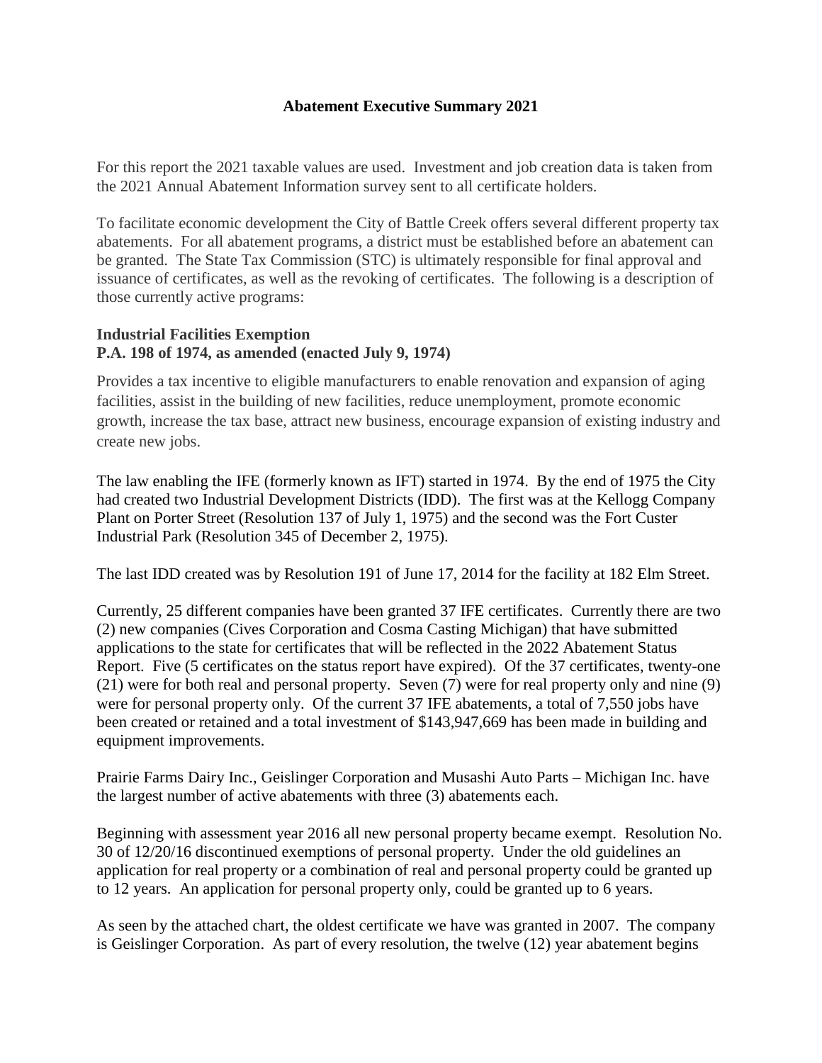# Abatement Executive Summary 2021

For this report the 2021 taxable values are used. Investment and job creation data is taken from the 2021 Annual Abatement Information survey sent to all certificate holders.

To facilitate economic development the City of Battle Creek offers several different property tax abatements. For all abatement programs, a district must be established before an abatement can be granted. The State Tax Commission (STC) is ultimately responsible for final approval and issuance of certificates, as well as the revoking of certificates. The following is a description of those currently active programs:

## Industrial Facilities Exemption
## P.A. 198 of 1974, as amended (enacted July 9, 1974)

Provides a tax incentive to eligible manufacturers to enable renovation and expansion of aging facilities, assist in the building of new facilities, reduce unemployment, promote economic growth, increase the tax base, attract new business, encourage expansion of existing industry and create new jobs.

The law enabling the IFE (formerly known as IFT) started in 1974. By the end of 1975 the City had created two Industrial Development Districts (IDD). The first was at the Kellogg Company Plant on Porter Street (Resolution 137 of July 1, 1975) and the second was the Fort Custer Industrial Park (Resolution 345 of December 2, 1975).

The last IDD created was by Resolution 191 of June 17, 2014 for the facility at 182 Elm Street.

Currently, 25 different companies have been granted 37 IFE certificates. Currently there are two (2) new companies (Cives Corporation and Cosma Casting Michigan) that have submitted applications to the state for certificates that will be reflected in the 2022 Abatement Status Report. Five (5 certificates on the status report have expired). Of the 37 certificates, twenty-one (21) were for both real and personal property. Seven (7) were for real property only and nine (9) were for personal property only. Of the current 37 IFE abatements, a total of 7,550 jobs have been created or retained and a total investment of $143,947,669 has been made in building and equipment improvements.

Prairie Farms Dairy Inc., Geislinger Corporation and Musashi Auto Parts – Michigan Inc. have the largest number of active abatements with three (3) abatements each.

Beginning with assessment year 2016 all new personal property became exempt. Resolution No. 30 of 12/20/16 discontinued exemptions of personal property. Under the old guidelines an application for real property or a combination of real and personal property could be granted up to 12 years. An application for personal property only, could be granted up to 6 years.

As seen by the attached chart, the oldest certificate we have was granted in 2007. The company is Geislinger Corporation. As part of every resolution, the twelve (12) year abatement begins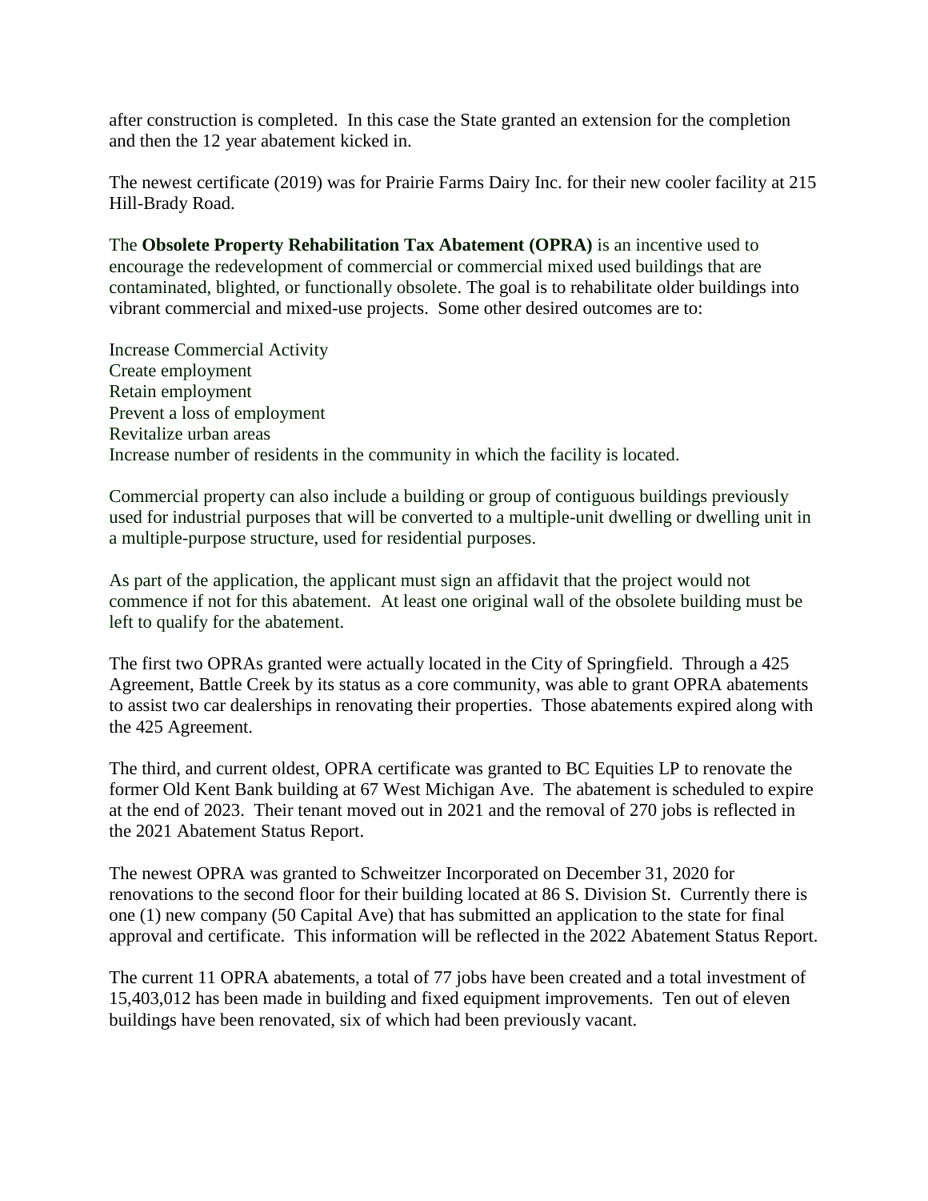after construction is completed. In this case the State granted an extension for the completion and then the 12 year abatement kicked in.

The newest certificate (2019) was for Prairie Farms Dairy Inc. for their new cooler facility at 215 Hill-Brady Road.

The **Obsolete Property Rehabilitation Tax Abatement (OPRA)** is an incentive used to encourage the redevelopment of commercial or commercial mixed used buildings that are contaminated, blighted, or functionally obsolete. The goal is to rehabilitate older buildings into vibrant commercial and mixed-use projects. Some other desired outcomes are to:

Increase Commercial Activity
Create employment
Retain employment
Prevent a loss of employment
Revitalize urban areas
Increase number of residents in the community in which the facility is located.

Commercial property can also include a building or group of contiguous buildings previously used for industrial purposes that will be converted to a multiple-unit dwelling or dwelling unit in a multiple-purpose structure, used for residential purposes.

As part of the application, the applicant must sign an affidavit that the project would not commence if not for this abatement. At least one original wall of the obsolete building must be left to qualify for the abatement.

The first two OPRAs granted were actually located in the City of Springfield. Through a 425 Agreement, Battle Creek by its status as a core community, was able to grant OPRA abatements to assist two car dealerships in renovating their properties. Those abatements expired along with the 425 Agreement.

The third, and current oldest, OPRA certificate was granted to BC Equities LP to renovate the former Old Kent Bank building at 67 West Michigan Ave. The abatement is scheduled to expire at the end of 2023. Their tenant moved out in 2021 and the removal of 270 jobs is reflected in the 2021 Abatement Status Report.

The newest OPRA was granted to Schweitzer Incorporated on December 31, 2020 for renovations to the second floor for their building located at 86 S. Division St. Currently there is one (1) new company (50 Capital Ave) that has submitted an application to the state for final approval and certificate. This information will be reflected in the 2022 Abatement Status Report.

The current 11 OPRA abatements, a total of 77 jobs have been created and a total investment of 15,403,012 has been made in building and fixed equipment improvements. Ten out of eleven buildings have been renovated, six of which had been previously vacant.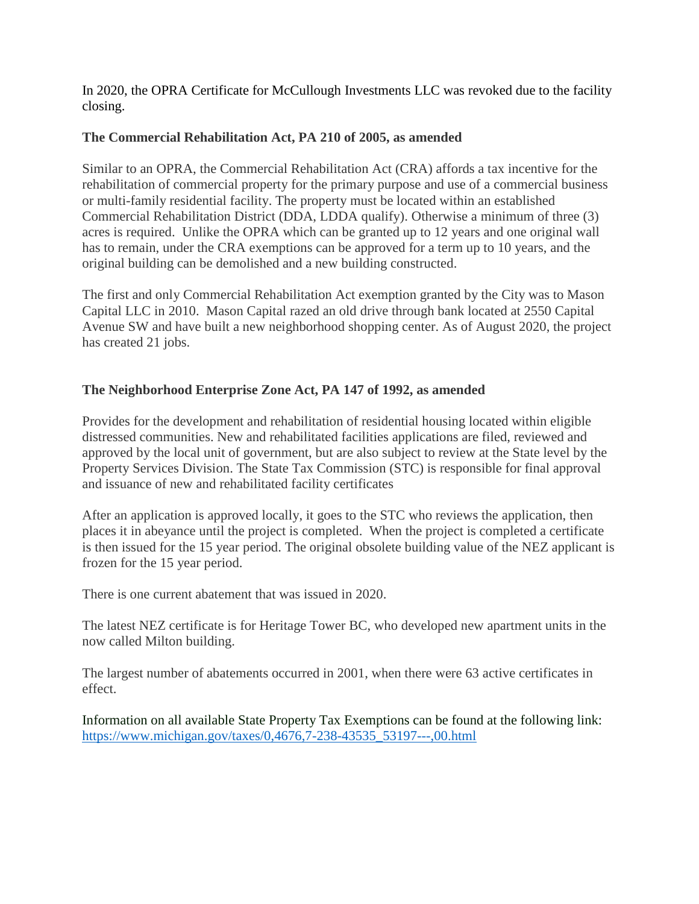In 2020, the OPRA Certificate for McCullough Investments LLC was revoked due to the facility closing.

**The Commercial Rehabilitation Act, PA 210 of 2005, as amended**

Similar to an OPRA, the Commercial Rehabilitation Act (CRA) affords a tax incentive for the rehabilitation of commercial property for the primary purpose and use of a commercial business or multi-family residential facility. The property must be located within an established Commercial Rehabilitation District (DDA, LDDA qualify). Otherwise a minimum of three (3) acres is required. Unlike the OPRA which can be granted up to 12 years and one original wall has to remain, under the CRA exemptions can be approved for a term up to 10 years, and the original building can be demolished and a new building constructed.

The first and only Commercial Rehabilitation Act exemption granted by the City was to Mason Capital LLC in 2010. Mason Capital razed an old drive through bank located at 2550 Capital Avenue SW and have built a new neighborhood shopping center. As of August 2020, the project has created 21 jobs.

**The Neighborhood Enterprise Zone Act, PA 147 of 1992, as amended**

Provides for the development and rehabilitation of residential housing located within eligible distressed communities. New and rehabilitated facilities applications are filed, reviewed and approved by the local unit of government, but are also subject to review at the State level by the Property Services Division. The State Tax Commission (STC) is responsible for final approval and issuance of new and rehabilitated facility certificates

After an application is approved locally, it goes to the STC who reviews the application, then places it in abeyance until the project is completed. When the project is completed a certificate is then issued for the 15 year period. The original obsolete building value of the NEZ applicant is frozen for the 15 year period.

There is one current abatement that was issued in 2020.

The latest NEZ certificate is for Heritage Tower BC, who developed new apartment units in the now called Milton building.

The largest number of abatements occurred in 2001, when there were 63 active certificates in effect.

Information on all available State Property Tax Exemptions can be found at the following link: https://www.michigan.gov/taxes/0,4676,7-238-43535_53197---,00.html